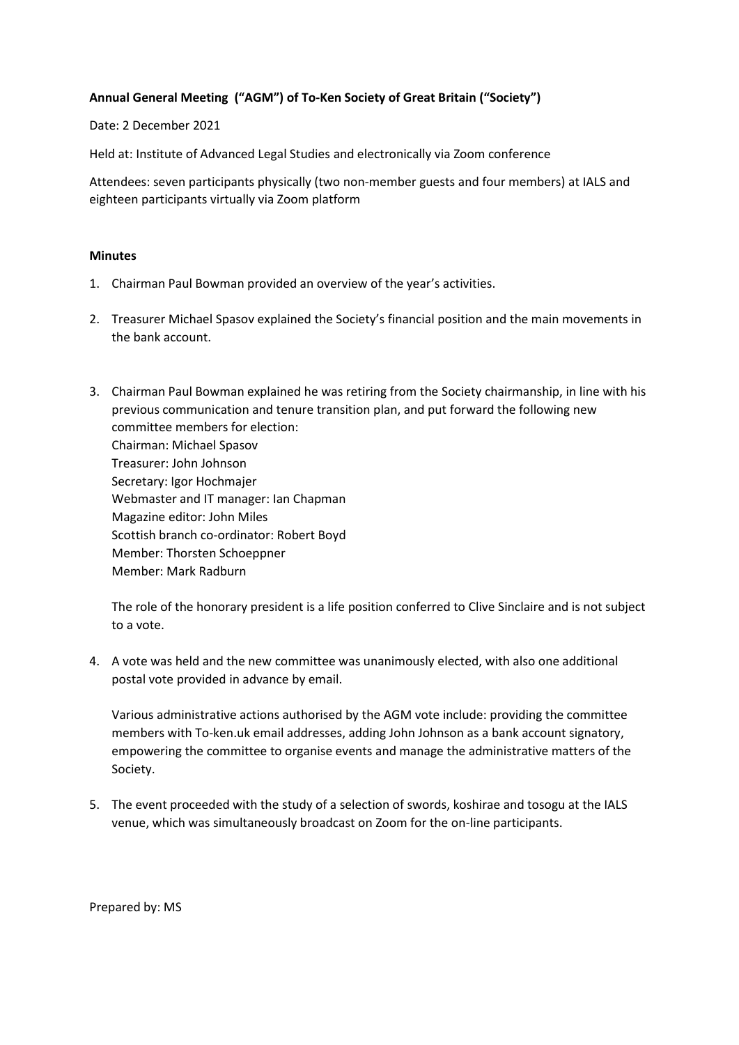**Annual General Meeting ("AGM") of To-Ken Society of Great Britain ("Society")**

Date: 2 December 2021

Held at: Institute of Advanced Legal Studies and electronically via Zoom conference

Attendees: seven participants physically (two non-member guests and four members) at IALS and eighteen participants virtually via Zoom platform

**Minutes**

1. Chairman Paul Bowman provided an overview of the year's activities.

2. Treasurer Michael Spasov explained the Society's financial position and the main movements in the bank account.

3. Chairman Paul Bowman explained he was retiring from the Society chairmanship, in line with his previous communication and tenure transition plan, and put forward the following new committee members for election:
   Chairman: Michael Spasov
   Treasurer: John Johnson
   Secretary: Igor Hochmajer
   Webmaster and IT manager: Ian Chapman
   Magazine editor: John Miles
   Scottish branch co-ordinator: Robert Boyd
   Member: Thorsten Schoeppner
   Member: Mark Radburn

   The role of the honorary president is a life position conferred to Clive Sinclaire and is not subject to a vote.

4. A vote was held and the new committee was unanimously elected, with also one additional postal vote provided in advance by email.

   Various administrative actions authorised by the AGM vote include: providing the committee members with To-ken.uk email addresses, adding John Johnson as a bank account signatory, empowering the committee to organise events and manage the administrative matters of the Society.

5. The event proceeded with the study of a selection of swords, koshirae and tosogu at the IALS venue, which was simultaneously broadcast on Zoom for the on-line participants.

Prepared by: MS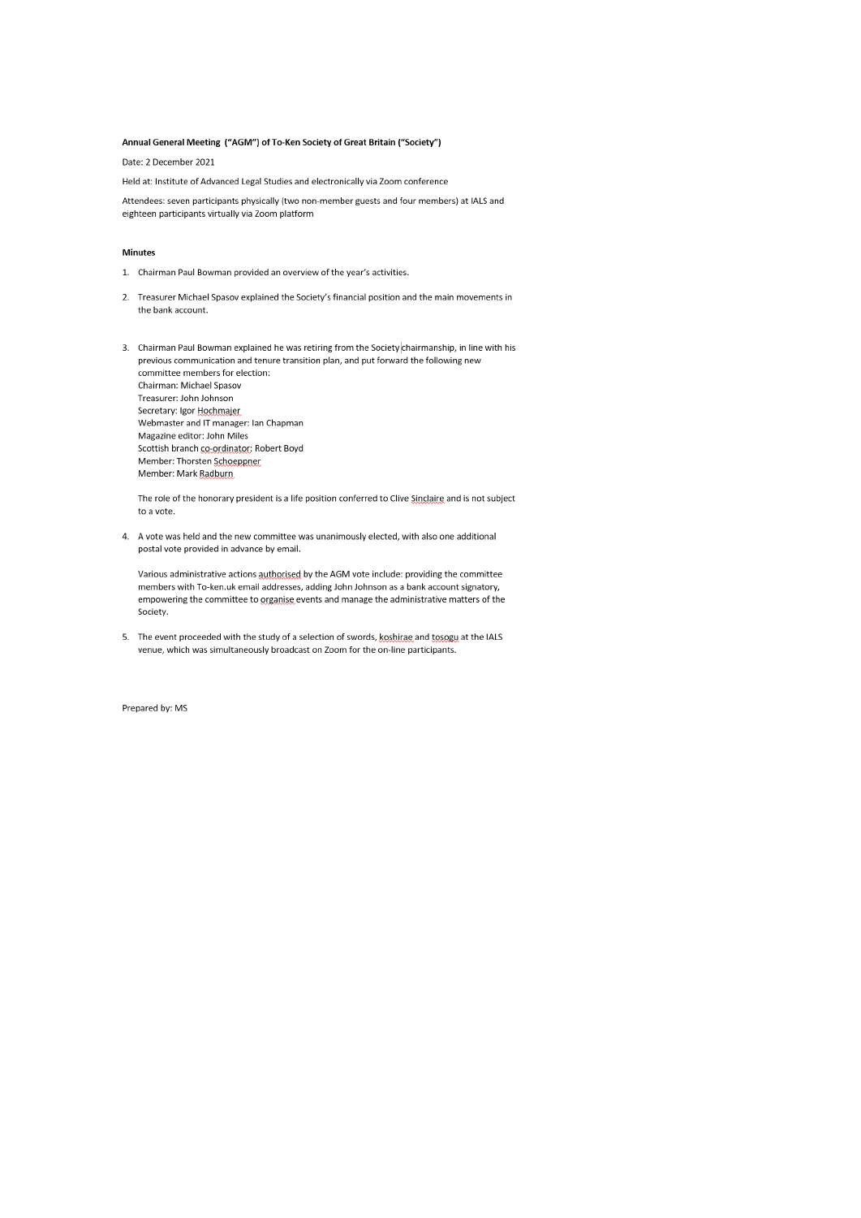**Annual General Meeting ("AGM") of To-Ken Society of Great Britain ("Society")**

Date: 2 December 2021

Held at: Institute of Advanced Legal Studies and electronically via Zoom conference

Attendees: seven participants physically (two non-member guests and four members) at IALS and eighteen participants virtually via Zoom platform

**Minutes**

1. Chairman Paul Bowman provided an overview of the year's activities.

2. Treasurer Michael Spasov explained the Society's financial position and the main movements in the bank account.

3. Chairman Paul Bowman explained he was retiring from the Society chairmanship, in line with his previous communication and tenure transition plan, and put forward the following new committee members for election:
   Chairman: Michael Spasov
   Treasurer: John Johnson
   Secretary: Igor Hochmajer
   Webmaster and IT manager: Ian Chapman
   Magazine editor: John Miles
   Scottish branch co-ordinator: Robert Boyd
   Member: Thorsten Schoeppner
   Member: Mark Radburn

   The role of the honorary president is a life position conferred to Clive Sinclaire and is not subject to a vote.

4. A vote was held and the new committee was unanimously elected, with also one additional postal vote provided in advance by email.

   Various administrative actions authorised by the AGM vote include: providing the committee members with To-ken.uk email addresses, adding John Johnson as a bank account signatory, empowering the committee to organise events and manage the administrative matters of the Society.

5. The event proceeded with the study of a selection of swords, koshirae and tosogu at the IALS venue, which was simultaneously broadcast on Zoom for the on-line participants.

Prepared by: MS